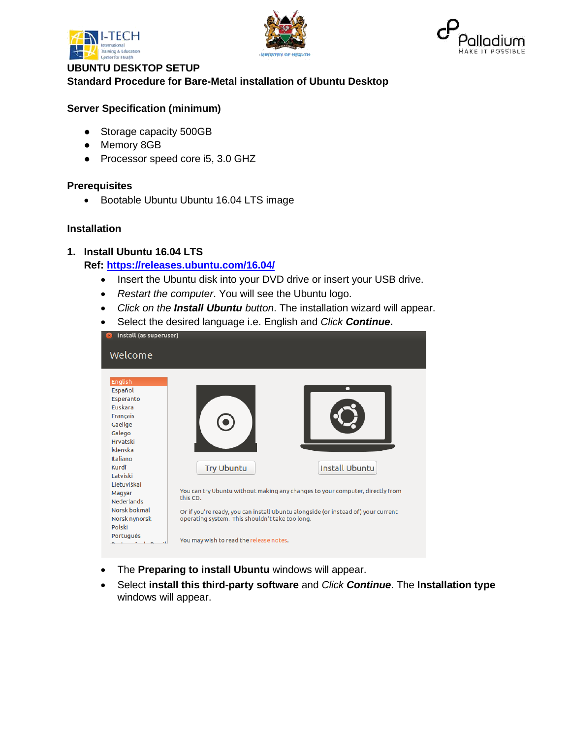**UBUNTU DESKTOP SETUP**

**Standard Procedure for Bare-Metal installation of Ubuntu Desktop**

### Server Specification (minimum)

- Storage capacity 500GB
- Memory 8GB
- Processor speed core i5, 3.0 GHZ

### Prerequisites

- Bootable Ubuntu Ubuntu 16.04 LTS image

### Installation

1. **Install Ubuntu 16.04 LTS**
   **Ref: [https://releases.ubuntu.com/16.04/](https://releases.ubuntu.com/16.04/)**
   - Insert the Ubuntu disk into your DVD drive or insert your USB drive.
   - *Restart the computer*. You will see the Ubuntu logo.
   - *Click on the **Install Ubuntu** button*. The installation wizard will appear.
   - Select the desired language i.e. English and *Click* ***Continue.***
   - The **Preparing to install Ubuntu** windows will appear.
   - Select **install this third-party software** and *Click* ***Continue***. The **Installation type** windows will appear.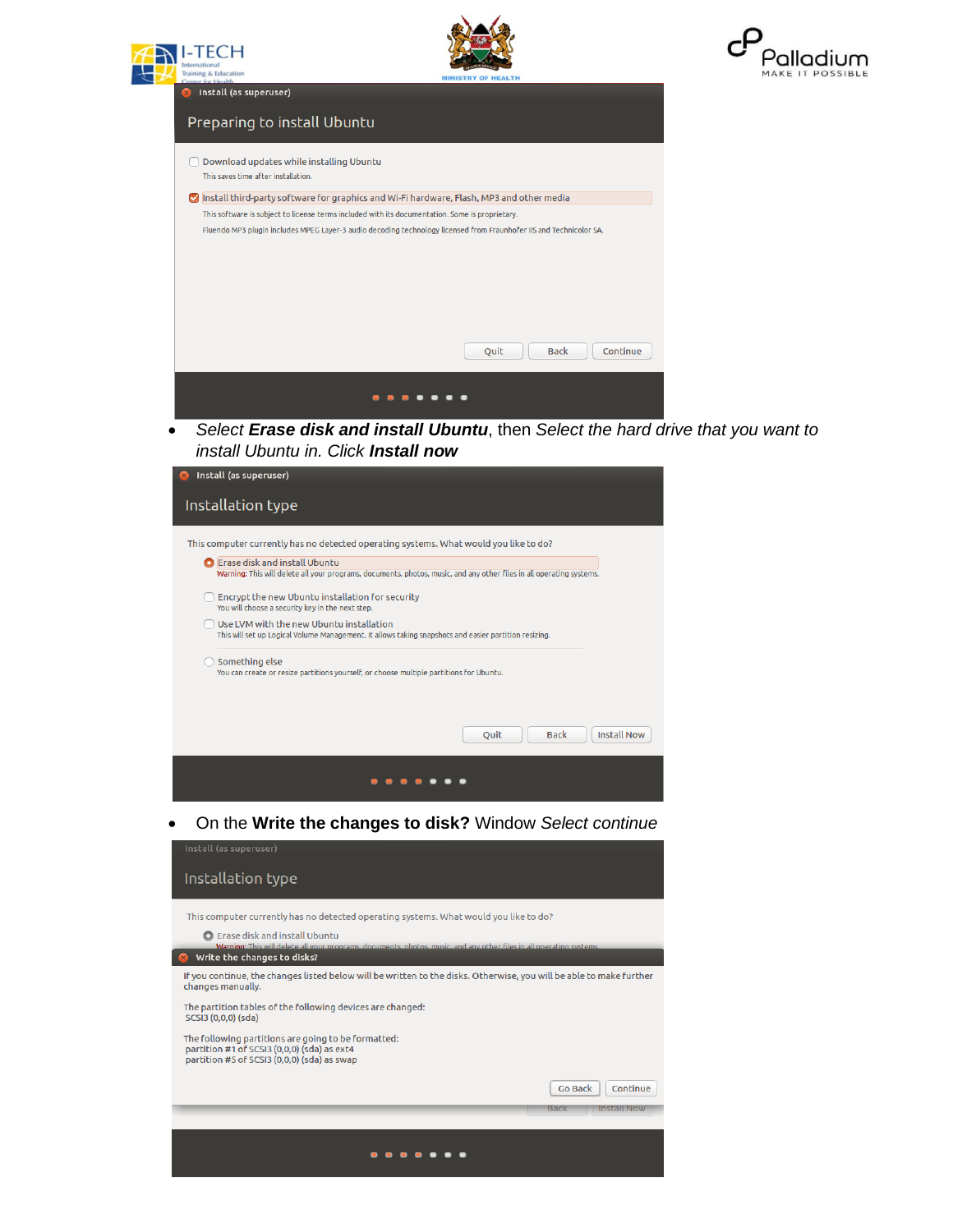Install (as superuser)

Preparing to install Ubuntu

- [ ] Download updates while installing Ubuntu
  This saves time after installation.
- [x] Install third-party software for graphics and Wi-Fi hardware, Flash, MP3 and other media
  This software is subject to license terms included with its documentation. Some is proprietary.
  Fluendo MP3 plugin includes MPEG Layer-3 audio decoding technology licensed from Fraunhofer IIS and Technicolor SA.

Quit | Back | Continue

- *Select* ***Erase disk and install Ubuntu***, then *Select the hard drive that you want to install Ubuntu in. Click* ***Install now***

Install (as superuser)

Installation type

This computer currently has no detected operating systems. What would you like to do?

- (•) Erase disk and install Ubuntu
  Warning: This will delete all your programs, documents, photos, music, and any other files in all operating systems.
- [ ] Encrypt the new Ubuntu installation for security
  You will choose a security key in the next step.
- [ ] Use LVM with the new Ubuntu installation
  This will set up Logical Volume Management. It allows taking snapshots and easier partition resizing.
- ( ) Something else
  You can create or resize partitions yourself, or choose multiple partitions for Ubuntu.

Quit | Back | Install Now

- On the **Write the changes to disk?** Window *Select continue*

Install (as superuser)

Installation type

This computer currently has no detected operating systems. What would you like to do?

Erase disk and install Ubuntu

Write the changes to disks?

If you continue, the changes listed below will be written to the disks. Otherwise, you will be able to make further changes manually.

The partition tables of the following devices are changed:
SCSI3 (0,0,0) (sda)

The following partitions are going to be formatted:
partition #1 of SCSI3 (0,0,0) (sda) as ext4
partition #5 of SCSI3 (0,0,0) (sda) as swap

Go Back | Continue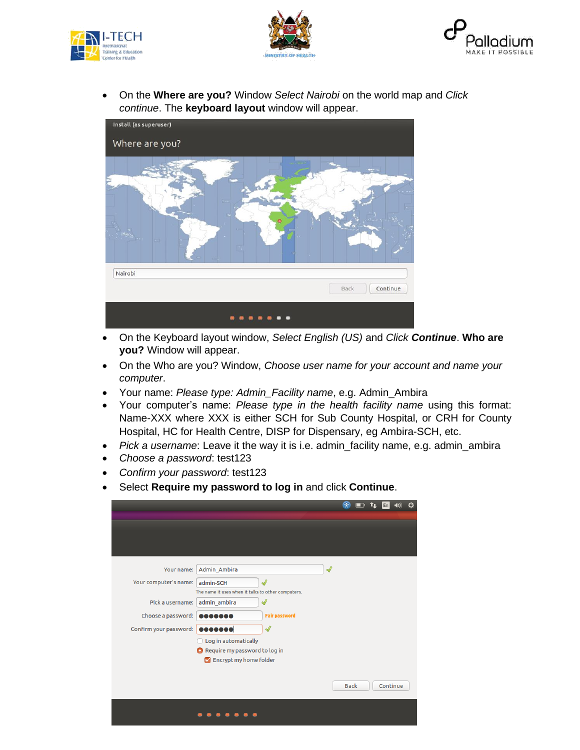- On the **Where are you?** Window *Select Nairobi* on the world map and *Click continue*. The **keyboard layout** window will appear.

- On the Keyboard layout window, *Select English (US)* and *Click **Continue***. **Who are you?** Window will appear.
- On the Who are you? Window, *Choose user name for your account and name your computer*.
- Your name: *Please type: Admin_Facility name*, e.g. Admin_Ambira
- Your computer's name: *Please type in the health facility name* using this format: Name-XXX where XXX is either SCH for Sub County Hospital, or CRH for County Hospital, HC for Health Centre, DISP for Dispensary, eg Ambira-SCH, etc.
- *Pick a username*: Leave it the way it is i.e. admin_facility name, e.g. admin_ambira
- *Choose a password*: test123
- *Confirm your password*: test123
- Select **Require my password to log in** and click **Continue**.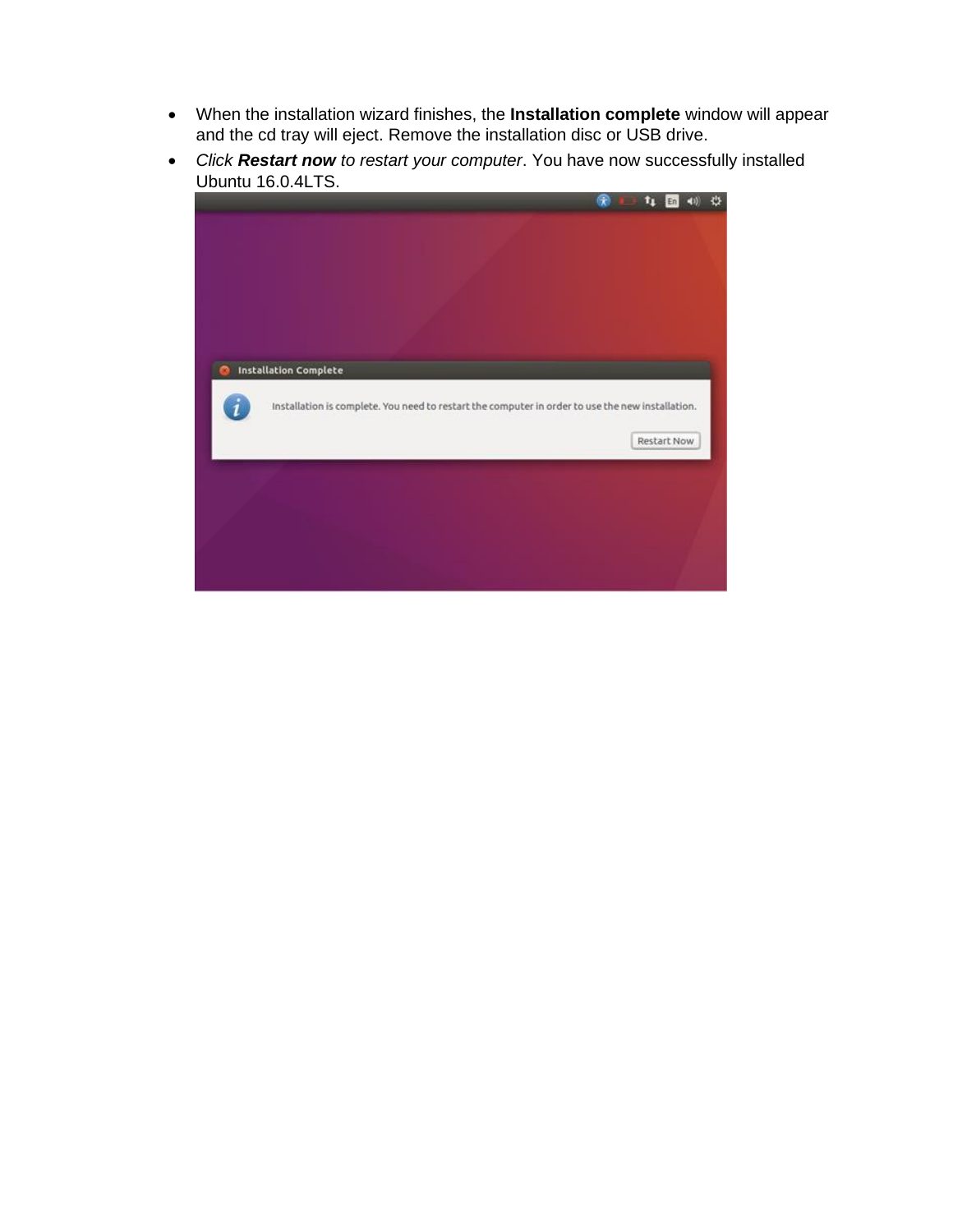- When the installation wizard finishes, the **Installation complete** window will appear and the cd tray will eject. Remove the installation disc or USB drive.
- *Click **Restart now** to restart your computer*. You have now successfully installed Ubuntu 16.0.4LTS.